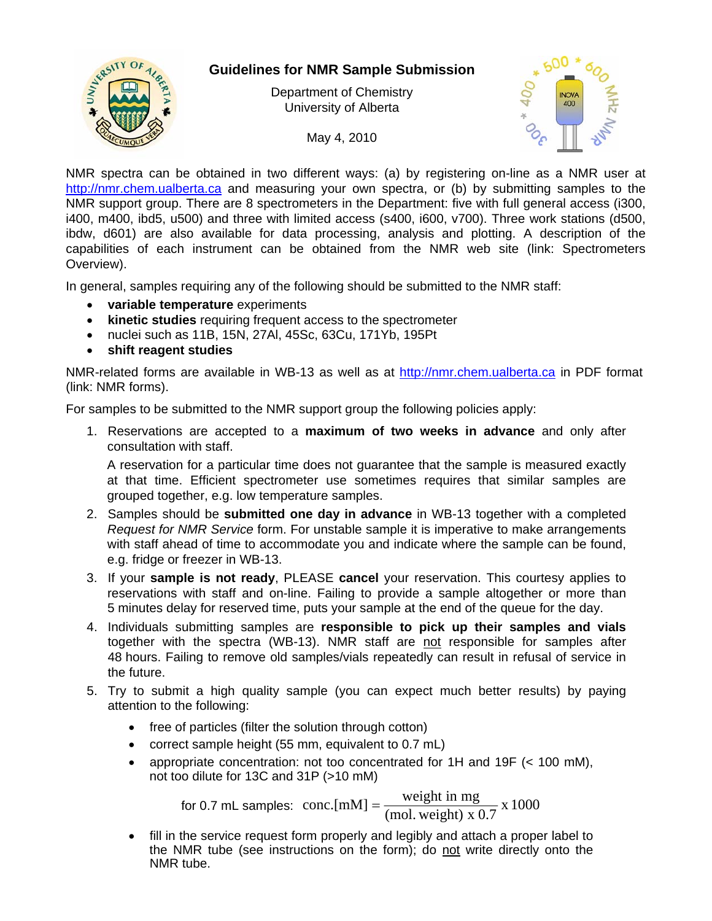# Guidelines for NMR Sample Submission

Department of Chemistry
University of Alberta

May 4, 2010

NMR spectra can be obtained in two different ways: (a) by registering on-line as a NMR user at http://nmr.chem.ualberta.ca and measuring your own spectra, or (b) by submitting samples to the NMR support group. There are 8 spectrometers in the Department: five with full general access (i300, i400, m400, ibd5, u500) and three with limited access (s400, i600, v700). Three work stations (d500, ibdw, d601) are also available for data processing, analysis and plotting. A description of the capabilities of each instrument can be obtained from the NMR web site (link: Spectrometers Overview).

In general, samples requiring any of the following should be submitted to the NMR staff:

- **variable temperature** experiments
- **kinetic studies** requiring frequent access to the spectrometer
- nuclei such as 11B, 15N, 27Al, 45Sc, 63Cu, 171Yb, 195Pt
- **shift reagent studies**

NMR-related forms are available in WB-13 as well as at http://nmr.chem.ualberta.ca in PDF format (link: NMR forms).

For samples to be submitted to the NMR support group the following policies apply:

1. Reservations are accepted to a **maximum of two weeks in advance** and only after consultation with staff.

   A reservation for a particular time does not guarantee that the sample is measured exactly at that time. Efficient spectrometer use sometimes requires that similar samples are grouped together, e.g. low temperature samples.

2. Samples should be **submitted one day in advance** in WB-13 together with a completed *Request for NMR Service* form. For unstable sample it is imperative to make arrangements with staff ahead of time to accommodate you and indicate where the sample can be found, e.g. fridge or freezer in WB-13.

3. If your **sample is not ready**, PLEASE **cancel** your reservation. This courtesy applies to reservations with staff and on-line. Failing to provide a sample altogether or more than 5 minutes delay for reserved time, puts your sample at the end of the queue for the day.

4. Individuals submitting samples are **responsible to pick up their samples and vials** together with the spectra (WB-13). NMR staff are not responsible for samples after 48 hours. Failing to remove old samples/vials repeatedly can result in refusal of service in the future.

5. Try to submit a high quality sample (you can expect much better results) by paying attention to the following:

   - free of particles (filter the solution through cotton)
   - correct sample height (55 mm, equivalent to 0.7 mL)
   - appropriate concentration: not too concentrated for 1H and 19F (< 100 mM), not too dilute for 13C and 31P (>10 mM)

     for 0.7 mL samples: $$\text{conc.[mM]} = \frac{\text{weight in mg}}{(\text{mol. weight}) \times 0.7} \times 1000$$

   - fill in the service request form properly and legibly and attach a proper label to the NMR tube (see instructions on the form); do not write directly onto the NMR tube.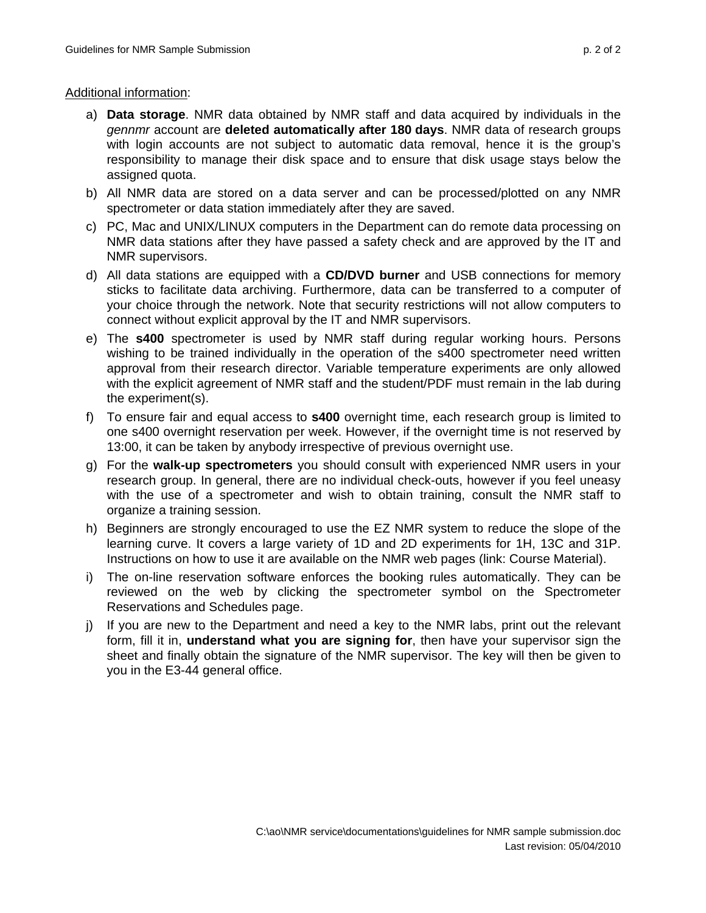Additional information:

a) **Data storage**. NMR data obtained by NMR staff and data acquired by individuals in the *gennmr* account are **deleted automatically after 180 days**. NMR data of research groups with login accounts are not subject to automatic data removal, hence it is the group's responsibility to manage their disk space and to ensure that disk usage stays below the assigned quota.

b) All NMR data are stored on a data server and can be processed/plotted on any NMR spectrometer or data station immediately after they are saved.

c) PC, Mac and UNIX/LINUX computers in the Department can do remote data processing on NMR data stations after they have passed a safety check and are approved by the IT and NMR supervisors.

d) All data stations are equipped with a **CD/DVD burner** and USB connections for memory sticks to facilitate data archiving. Furthermore, data can be transferred to a computer of your choice through the network. Note that security restrictions will not allow computers to connect without explicit approval by the IT and NMR supervisors.

e) The **s400** spectrometer is used by NMR staff during regular working hours. Persons wishing to be trained individually in the operation of the s400 spectrometer need written approval from their research director. Variable temperature experiments are only allowed with the explicit agreement of NMR staff and the student/PDF must remain in the lab during the experiment(s).

f) To ensure fair and equal access to **s400** overnight time, each research group is limited to one s400 overnight reservation per week. However, if the overnight time is not reserved by 13:00, it can be taken by anybody irrespective of previous overnight use.

g) For the **walk-up spectrometers** you should consult with experienced NMR users in your research group. In general, there are no individual check-outs, however if you feel uneasy with the use of a spectrometer and wish to obtain training, consult the NMR staff to organize a training session.

h) Beginners are strongly encouraged to use the EZ NMR system to reduce the slope of the learning curve. It covers a large variety of 1D and 2D experiments for 1H, 13C and 31P. Instructions on how to use it are available on the NMR web pages (link: Course Material).

i) The on-line reservation software enforces the booking rules automatically. They can be reviewed on the web by clicking the spectrometer symbol on the Spectrometer Reservations and Schedules page.

j) If you are new to the Department and need a key to the NMR labs, print out the relevant form, fill it in, **understand what you are signing for**, then have your supervisor sign the sheet and finally obtain the signature of the NMR supervisor. The key will then be given to you in the E3-44 general office.

C:\ao\NMR service\documentations\guidelines for NMR sample submission.doc
Last revision: 05/04/2010